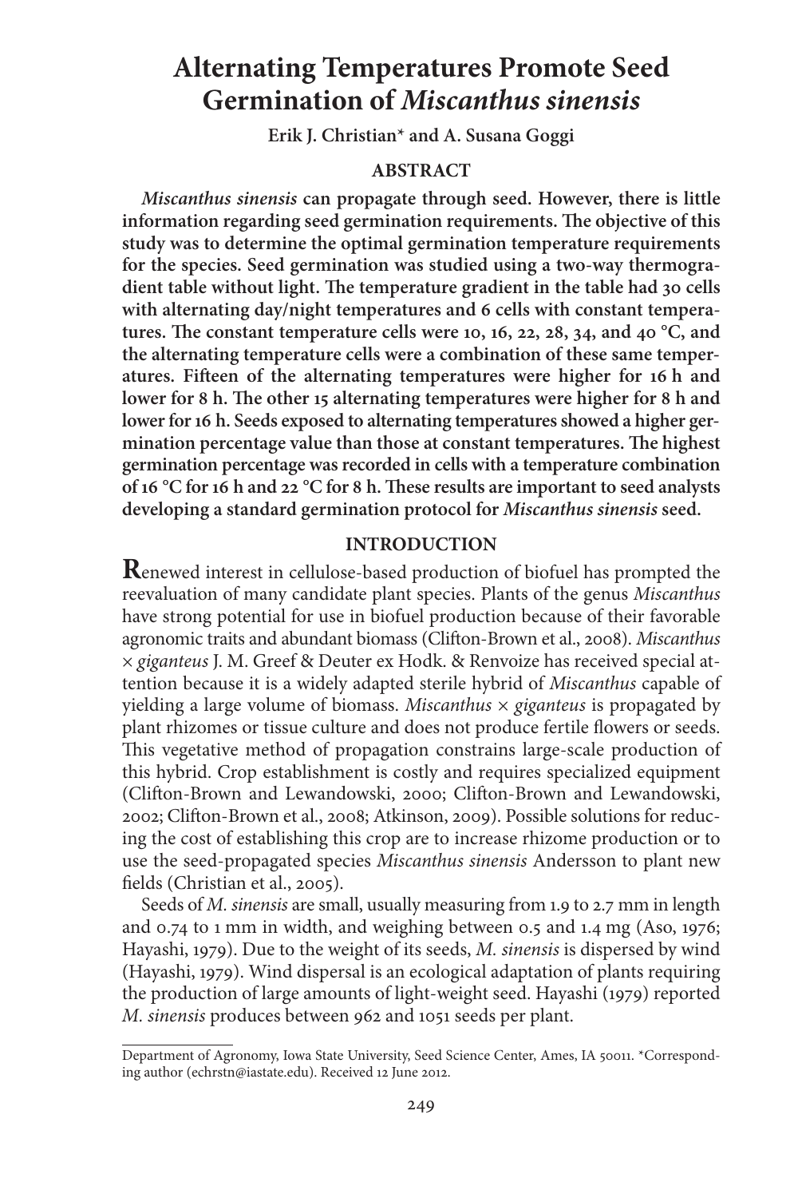# Alternating Temperatures Promote Seed Germination of *Miscanthus sinensis*

**Erik J. Christian* and A. Susana Goggi**

## ABSTRACT

***Miscanthus sinensis* can propagate through seed. However, there is little information regarding seed germination requirements. The objective of this study was to determine the optimal germination temperature requirements for the species. Seed germination was studied using a two-way thermogradient table without light. The temperature gradient in the table had 30 cells with alternating day/night temperatures and 6 cells with constant temperatures. The constant temperature cells were 10, 16, 22, 28, 34, and 40 °C, and the alternating temperature cells were a combination of these same temperatures. Fifteen of the alternating temperatures were higher for 16 h and lower for 8 h. The other 15 alternating temperatures were higher for 8 h and lower for 16 h. Seeds exposed to alternating temperatures showed a higher germination percentage value than those at constant temperatures. The highest germination percentage was recorded in cells with a temperature combination of 16 °C for 16 h and 22 °C for 8 h. These results are important to seed analysts developing a standard germination protocol for *Miscanthus sinensis* seed.**

## INTRODUCTION

**R**enewed interest in cellulose-based production of biofuel has prompted the reevaluation of many candidate plant species. Plants of the genus *Miscanthus* have strong potential for use in biofuel production because of their favorable agronomic traits and abundant biomass (Clifton-Brown et al., 2008). *Miscanthus × giganteus* J. M. Greef & Deuter ex Hodk. & Renvoize has received special attention because it is a widely adapted sterile hybrid of *Miscanthus* capable of yielding a large volume of biomass. *Miscanthus × giganteus* is propagated by plant rhizomes or tissue culture and does not produce fertile flowers or seeds. This vegetative method of propagation constrains large-scale production of this hybrid. Crop establishment is costly and requires specialized equipment (Clifton-Brown and Lewandowski, 2000; Clifton-Brown and Lewandowski, 2002; Clifton-Brown et al., 2008; Atkinson, 2009). Possible solutions for reducing the cost of establishing this crop are to increase rhizome production or to use the seed-propagated species *Miscanthus sinensis* Andersson to plant new fields (Christian et al., 2005).

Seeds of *M. sinensis* are small, usually measuring from 1.9 to 2.7 mm in length and 0.74 to 1 mm in width, and weighing between 0.5 and 1.4 mg (Aso, 1976; Hayashi, 1979). Due to the weight of its seeds, *M. sinensis* is dispersed by wind (Hayashi, 1979). Wind dispersal is an ecological adaptation of plants requiring the production of large amounts of light-weight seed. Hayashi (1979) reported *M. sinensis* produces between 962 and 1051 seeds per plant.

Department of Agronomy, Iowa State University, Seed Science Center, Ames, IA 50011. *Corresponding author (echrstn@iastate.edu). Received 12 June 2012.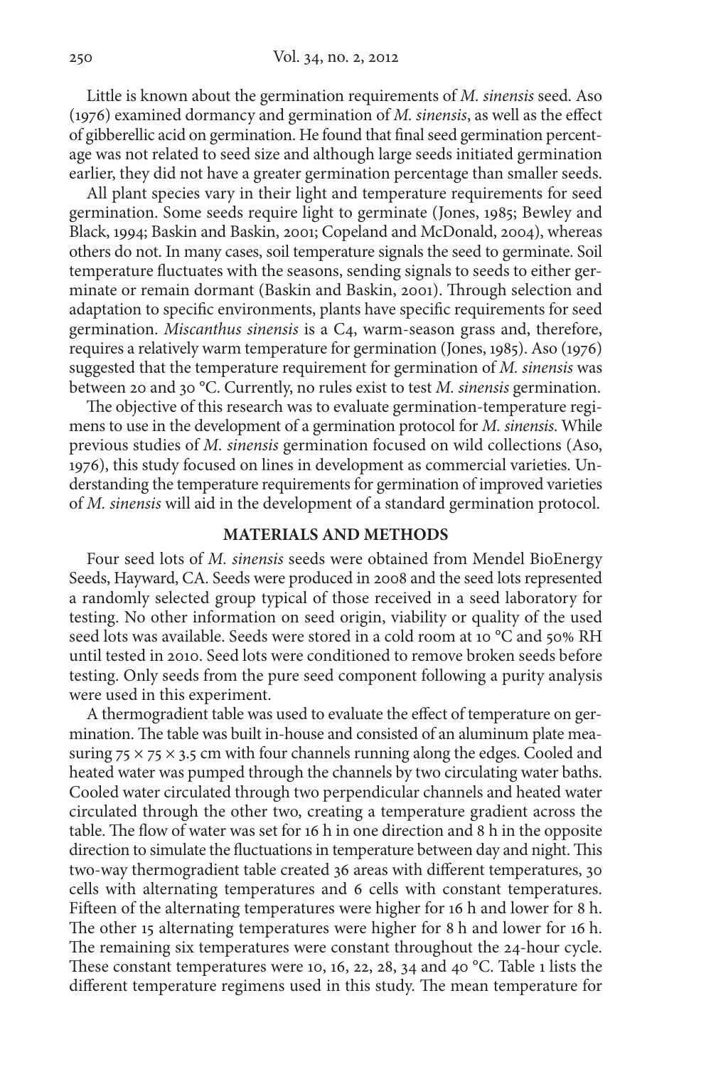Little is known about the germination requirements of *M. sinensis* seed. Aso (1976) examined dormancy and germination of *M. sinensis*, as well as the effect of gibberellic acid on germination. He found that final seed germination percentage was not related to seed size and although large seeds initiated germination earlier, they did not have a greater germination percentage than smaller seeds.

All plant species vary in their light and temperature requirements for seed germination. Some seeds require light to germinate (Jones, 1985; Bewley and Black, 1994; Baskin and Baskin, 2001; Copeland and McDonald, 2004), whereas others do not. In many cases, soil temperature signals the seed to germinate. Soil temperature fluctuates with the seasons, sending signals to seeds to either germinate or remain dormant (Baskin and Baskin, 2001). Through selection and adaptation to specific environments, plants have specific requirements for seed germination. *Miscanthus sinensis* is a C4, warm-season grass and, therefore, requires a relatively warm temperature for germination (Jones, 1985). Aso (1976) suggested that the temperature requirement for germination of *M. sinensis* was between 20 and 30 °C. Currently, no rules exist to test *M. sinensis* germination.

The objective of this research was to evaluate germination-temperature regimens to use in the development of a germination protocol for *M. sinensis*. While previous studies of *M. sinensis* germination focused on wild collections (Aso, 1976), this study focused on lines in development as commercial varieties. Understanding the temperature requirements for germination of improved varieties of *M. sinensis* will aid in the development of a standard germination protocol.

## MATERIALS AND METHODS

Four seed lots of *M. sinensis* seeds were obtained from Mendel BioEnergy Seeds, Hayward, CA. Seeds were produced in 2008 and the seed lots represented a randomly selected group typical of those received in a seed laboratory for testing. No other information on seed origin, viability or quality of the used seed lots was available. Seeds were stored in a cold room at 10 °C and 50% RH until tested in 2010. Seed lots were conditioned to remove broken seeds before testing. Only seeds from the pure seed component following a purity analysis were used in this experiment.

A thermogradient table was used to evaluate the effect of temperature on germination. The table was built in-house and consisted of an aluminum plate measuring 75 × 75 × 3.5 cm with four channels running along the edges. Cooled and heated water was pumped through the channels by two circulating water baths. Cooled water circulated through two perpendicular channels and heated water circulated through the other two, creating a temperature gradient across the table. The flow of water was set for 16 h in one direction and 8 h in the opposite direction to simulate the fluctuations in temperature between day and night. This two-way thermogradient table created 36 areas with different temperatures, 30 cells with alternating temperatures and 6 cells with constant temperatures. Fifteen of the alternating temperatures were higher for 16 h and lower for 8 h. The other 15 alternating temperatures were higher for 8 h and lower for 16 h. The remaining six temperatures were constant throughout the 24-hour cycle. These constant temperatures were 10, 16, 22, 28, 34 and 40 °C. Table 1 lists the different temperature regimens used in this study. The mean temperature for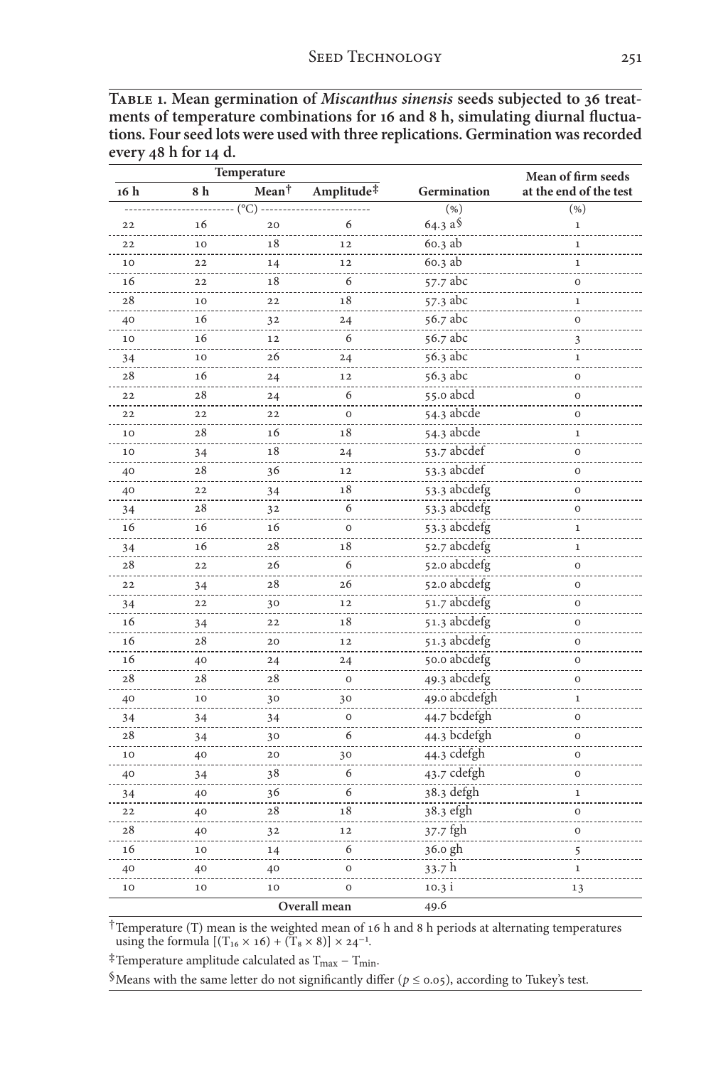**Table 1. Mean germination of *Miscanthus sinensis* seeds subjected to 36 treatments of temperature combinations for 16 and 8 h, simulating diurnal fluctuations. Four seed lots were used with three replications. Germination was recorded every 48 h for 14 d.**

| Temperature | | | | Germination | Mean of firm seeds at the end of the test |
|---|---|---|---|---|---|
| 16 h | 8 h | Mean† | Amplitude‡ | | |
| (°C) | | | | (%) | (%) |
| 22 | 16 | 20 | 6 | 64.3 a§ | 1 |
| 22 | 10 | 18 | 12 | 60.3 ab | 1 |
| 10 | 22 | 14 | 12 | 60.3 ab | 1 |
| 16 | 22 | 18 | 6 | 57.7 abc | 0 |
| 28 | 10 | 22 | 18 | 57.3 abc | 1 |
| 40 | 16 | 32 | 24 | 56.7 abc | 0 |
| 10 | 16 | 12 | 6 | 56.7 abc | 3 |
| 34 | 10 | 26 | 24 | 56.3 abc | 1 |
| 28 | 16 | 24 | 12 | 56.3 abc | 0 |
| 22 | 28 | 24 | 6 | 55.0 abcd | 0 |
| 22 | 22 | 22 | 0 | 54.3 abcde | 0 |
| 10 | 28 | 16 | 18 | 54.3 abcde | 1 |
| 10 | 34 | 18 | 24 | 53.7 abcdef | 0 |
| 40 | 28 | 36 | 12 | 53.3 abcdef | 0 |
| 40 | 22 | 34 | 18 | 53.3 abcdefg | 0 |
| 34 | 28 | 32 | 6 | 53.3 abcdefg | 0 |
| 16 | 16 | 16 | 0 | 53.3 abcdefg | 1 |
| 34 | 16 | 28 | 18 | 52.7 abcdefg | 1 |
| 28 | 22 | 26 | 6 | 52.0 abcdefg | 0 |
| 22 | 34 | 28 | 26 | 52.0 abcdefg | 0 |
| 34 | 22 | 30 | 12 | 51.7 abcdefg | 0 |
| 16 | 34 | 22 | 18 | 51.3 abcdefg | 0 |
| 16 | 28 | 20 | 12 | 51.3 abcdefg | 0 |
| 16 | 40 | 24 | 24 | 50.0 abcdefg | 0 |
| 28 | 28 | 28 | 0 | 49.3 abcdefg | 0 |
| 40 | 10 | 30 | 30 | 49.0 abcdefgh | 1 |
| 34 | 34 | 34 | 0 | 44.7 bcdefgh | 0 |
| 28 | 34 | 30 | 6 | 44.3 bcdefgh | 0 |
| 10 | 40 | 20 | 30 | 44.3 cdefgh | 0 |
| 40 | 34 | 38 | 6 | 43.7 cdefgh | 0 |
| 34 | 40 | 36 | 6 | 38.3 defgh | 1 |
| 22 | 40 | 28 | 18 | 38.3 efgh | 0 |
| 28 | 40 | 32 | 12 | 37.7 fgh | 0 |
| 16 | 10 | 14 | 6 | 36.0 gh | 5 |
| 40 | 40 | 40 | 0 | 33.7 h | 1 |
| 10 | 10 | 10 | 0 | 10.3 i | 13 |
| | | Overall mean | | 49.6 | |

†Temperature (T) mean is the weighted mean of 16 h and 8 h periods at alternating temperatures using the formula $[(T_{16} \times 16) + (T_8 \times 8)] \times 24^{-1}$.

‡Temperature amplitude calculated as $T_{max} - T_{min}$.

§Means with the same letter do not significantly differ ($p \leq 0.05$), according to Tukey's test.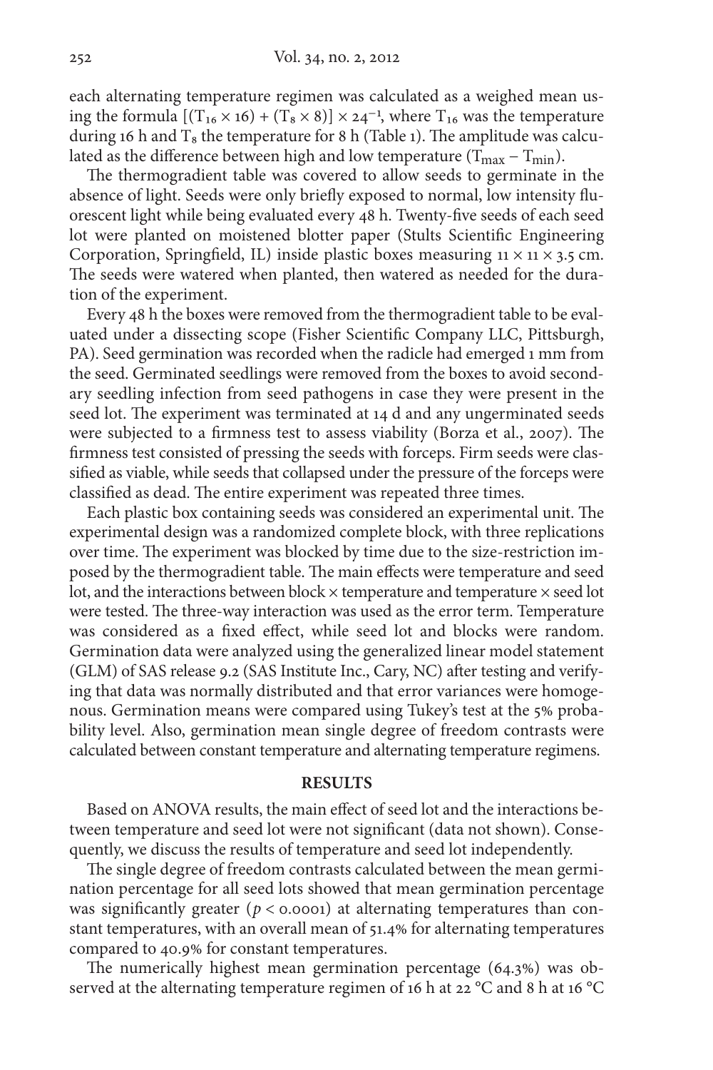each alternating temperature regimen was calculated as a weighed mean using the formula $[(T_{16} \times 16) + (T_8 \times 8)] \times 24^{-1}$, where $T_{16}$ was the temperature during 16 h and $T_8$ the temperature for 8 h (Table 1). The amplitude was calculated as the difference between high and low temperature ($T_{max} - T_{min}$).

The thermogradient table was covered to allow seeds to germinate in the absence of light. Seeds were only briefly exposed to normal, low intensity fluorescent light while being evaluated every 48 h. Twenty-five seeds of each seed lot were planted on moistened blotter paper (Stults Scientific Engineering Corporation, Springfield, IL) inside plastic boxes measuring 11 × 11 × 3.5 cm. The seeds were watered when planted, then watered as needed for the duration of the experiment.

Every 48 h the boxes were removed from the thermogradient table to be evaluated under a dissecting scope (Fisher Scientific Company LLC, Pittsburgh, PA). Seed germination was recorded when the radicle had emerged 1 mm from the seed. Germinated seedlings were removed from the boxes to avoid secondary seedling infection from seed pathogens in case they were present in the seed lot. The experiment was terminated at 14 d and any ungerminated seeds were subjected to a firmness test to assess viability (Borza et al., 2007). The firmness test consisted of pressing the seeds with forceps. Firm seeds were classified as viable, while seeds that collapsed under the pressure of the forceps were classified as dead. The entire experiment was repeated three times.

Each plastic box containing seeds was considered an experimental unit. The experimental design was a randomized complete block, with three replications over time. The experiment was blocked by time due to the size-restriction imposed by the thermogradient table. The main effects were temperature and seed lot, and the interactions between block × temperature and temperature × seed lot were tested. The three-way interaction was used as the error term. Temperature was considered as a fixed effect, while seed lot and blocks were random. Germination data were analyzed using the generalized linear model statement (GLM) of SAS release 9.2 (SAS Institute Inc., Cary, NC) after testing and verifying that data was normally distributed and that error variances were homogenous. Germination means were compared using Tukey's test at the 5% probability level. Also, germination mean single degree of freedom contrasts were calculated between constant temperature and alternating temperature regimens.

## RESULTS

Based on ANOVA results, the main effect of seed lot and the interactions between temperature and seed lot were not significant (data not shown). Consequently, we discuss the results of temperature and seed lot independently.

The single degree of freedom contrasts calculated between the mean germination percentage for all seed lots showed that mean germination percentage was significantly greater ($p < 0.0001$) at alternating temperatures than constant temperatures, with an overall mean of 51.4% for alternating temperatures compared to 40.9% for constant temperatures.

The numerically highest mean germination percentage (64.3%) was observed at the alternating temperature regimen of 16 h at 22 °C and 8 h at 16 °C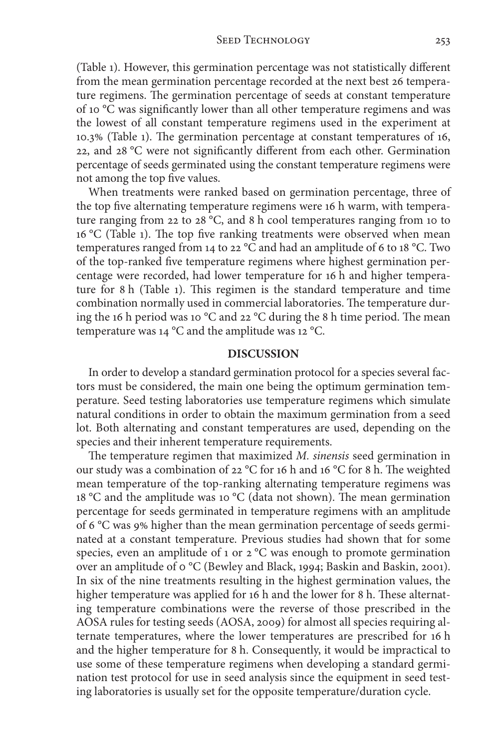(Table 1). However, this germination percentage was not statistically different from the mean germination percentage recorded at the next best 26 temperature regimens. The germination percentage of seeds at constant temperature of 10 °C was significantly lower than all other temperature regimens and was the lowest of all constant temperature regimens used in the experiment at 10.3% (Table 1). The germination percentage at constant temperatures of 16, 22, and 28 °C were not significantly different from each other. Germination percentage of seeds germinated using the constant temperature regimens were not among the top five values.

When treatments were ranked based on germination percentage, three of the top five alternating temperature regimens were 16 h warm, with temperature ranging from 22 to 28 °C, and 8 h cool temperatures ranging from 10 to 16 °C (Table 1). The top five ranking treatments were observed when mean temperatures ranged from 14 to 22 °C and had an amplitude of 6 to 18 °C. Two of the top-ranked five temperature regimens where highest germination percentage were recorded, had lower temperature for 16 h and higher temperature for 8 h (Table 1). This regimen is the standard temperature and time combination normally used in commercial laboratories. The temperature during the 16 h period was 10 °C and 22 °C during the 8 h time period. The mean temperature was 14 °C and the amplitude was 12 °C.

## DISCUSSION

In order to develop a standard germination protocol for a species several factors must be considered, the main one being the optimum germination temperature. Seed testing laboratories use temperature regimens which simulate natural conditions in order to obtain the maximum germination from a seed lot. Both alternating and constant temperatures are used, depending on the species and their inherent temperature requirements.

The temperature regimen that maximized *M. sinensis* seed germination in our study was a combination of 22 °C for 16 h and 16 °C for 8 h. The weighted mean temperature of the top-ranking alternating temperature regimens was 18 °C and the amplitude was 10 °C (data not shown). The mean germination percentage for seeds germinated in temperature regimens with an amplitude of 6 °C was 9% higher than the mean germination percentage of seeds germinated at a constant temperature. Previous studies had shown that for some species, even an amplitude of 1 or 2 °C was enough to promote germination over an amplitude of 0 °C (Bewley and Black, 1994; Baskin and Baskin, 2001). In six of the nine treatments resulting in the highest germination values, the higher temperature was applied for 16 h and the lower for 8 h. These alternating temperature combinations were the reverse of those prescribed in the AOSA rules for testing seeds (AOSA, 2009) for almost all species requiring alternate temperatures, where the lower temperatures are prescribed for 16 h and the higher temperature for 8 h. Consequently, it would be impractical to use some of these temperature regimens when developing a standard germination test protocol for use in seed analysis since the equipment in seed testing laboratories is usually set for the opposite temperature/duration cycle.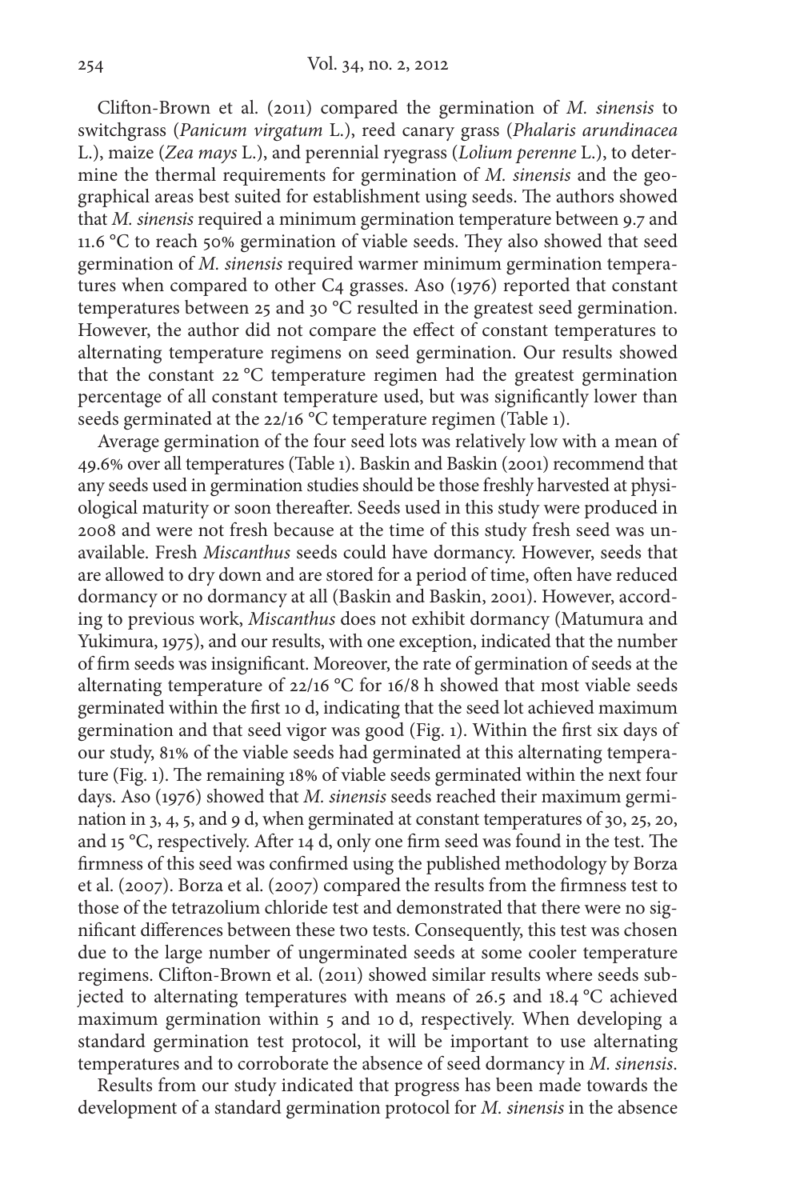Clifton-Brown et al. (2011) compared the germination of *M. sinensis* to switchgrass (*Panicum virgatum* L.), reed canary grass (*Phalaris arundinacea* L.), maize (*Zea mays* L.), and perennial ryegrass (*Lolium perenne* L.), to determine the thermal requirements for germination of *M. sinensis* and the geographical areas best suited for establishment using seeds. The authors showed that *M. sinensis* required a minimum germination temperature between 9.7 and 11.6 °C to reach 50% germination of viable seeds. They also showed that seed germination of *M. sinensis* required warmer minimum germination temperatures when compared to other C4 grasses. Aso (1976) reported that constant temperatures between 25 and 30 °C resulted in the greatest seed germination. However, the author did not compare the effect of constant temperatures to alternating temperature regimens on seed germination. Our results showed that the constant 22 °C temperature regimen had the greatest germination percentage of all constant temperature used, but was significantly lower than seeds germinated at the 22/16 °C temperature regimen (Table 1).

Average germination of the four seed lots was relatively low with a mean of 49.6% over all temperatures (Table 1). Baskin and Baskin (2001) recommend that any seeds used in germination studies should be those freshly harvested at physiological maturity or soon thereafter. Seeds used in this study were produced in 2008 and were not fresh because at the time of this study fresh seed was unavailable. Fresh *Miscanthus* seeds could have dormancy. However, seeds that are allowed to dry down and are stored for a period of time, often have reduced dormancy or no dormancy at all (Baskin and Baskin, 2001). However, according to previous work, *Miscanthus* does not exhibit dormancy (Matumura and Yukimura, 1975), and our results, with one exception, indicated that the number of firm seeds was insignificant. Moreover, the rate of germination of seeds at the alternating temperature of 22/16 °C for 16/8 h showed that most viable seeds germinated within the first 10 d, indicating that the seed lot achieved maximum germination and that seed vigor was good (Fig. 1). Within the first six days of our study, 81% of the viable seeds had germinated at this alternating temperature (Fig. 1). The remaining 18% of viable seeds germinated within the next four days. Aso (1976) showed that *M. sinensis* seeds reached their maximum germination in 3, 4, 5, and 9 d, when germinated at constant temperatures of 30, 25, 20, and 15 °C, respectively. After 14 d, only one firm seed was found in the test. The firmness of this seed was confirmed using the published methodology by Borza et al. (2007). Borza et al. (2007) compared the results from the firmness test to those of the tetrazolium chloride test and demonstrated that there were no significant differences between these two tests. Consequently, this test was chosen due to the large number of ungerminated seeds at some cooler temperature regimens. Clifton-Brown et al. (2011) showed similar results where seeds subjected to alternating temperatures with means of 26.5 and 18.4 °C achieved maximum germination within 5 and 10 d, respectively. When developing a standard germination test protocol, it will be important to use alternating temperatures and to corroborate the absence of seed dormancy in *M. sinensis*.

Results from our study indicated that progress has been made towards the development of a standard germination protocol for *M. sinensis* in the absence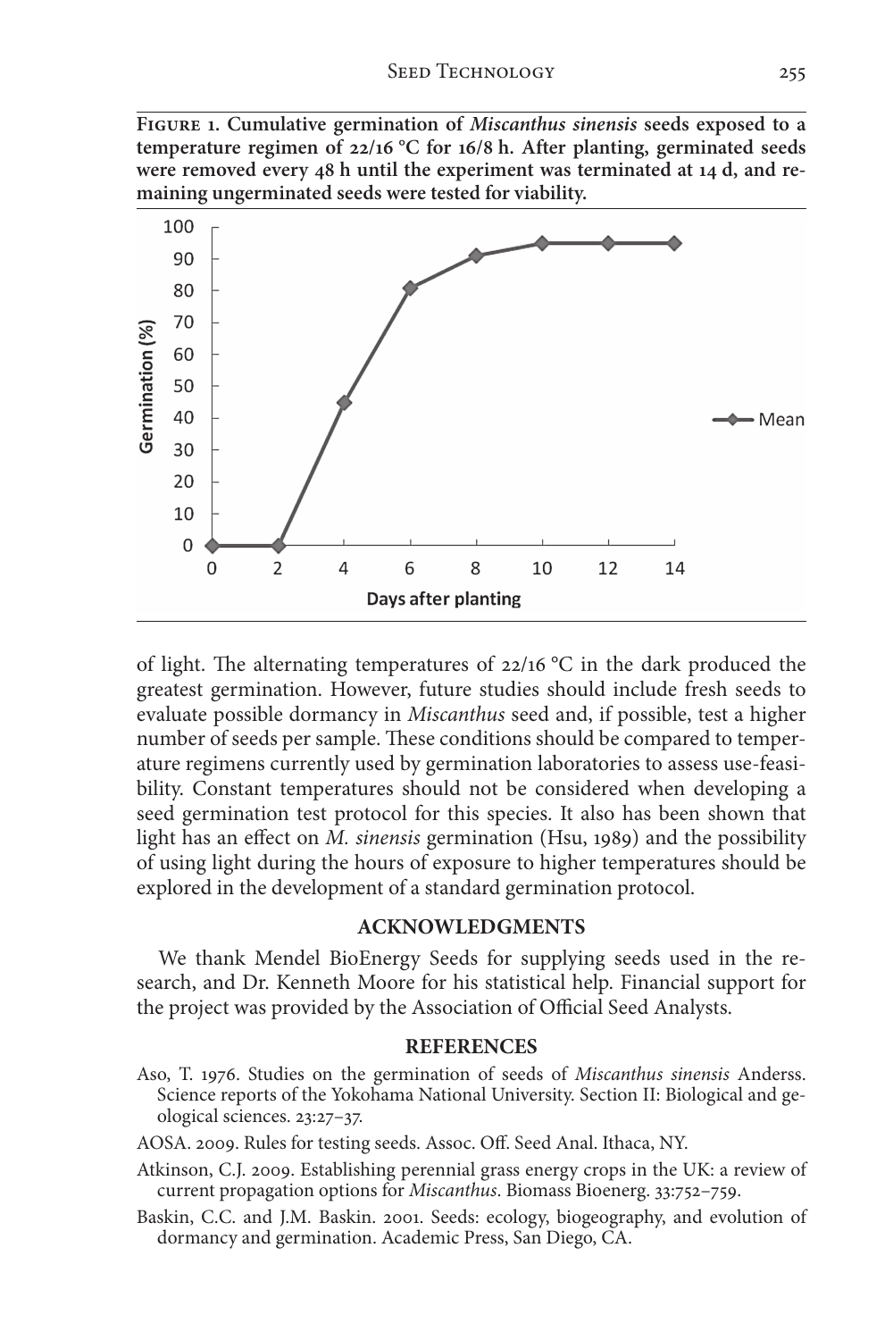**Figure 1. Cumulative germination of *Miscanthus sinensis* seeds exposed to a temperature regimen of 22/16 °C for 16/8 h. After planting, germinated seeds were removed every 48 h until the experiment was terminated at 14 d, and remaining ungerminated seeds were tested for viability.**

of light. The alternating temperatures of 22/16 °C in the dark produced the greatest germination. However, future studies should include fresh seeds to evaluate possible dormancy in *Miscanthus* seed and, if possible, test a higher number of seeds per sample. These conditions should be compared to temperature regimens currently used by germination laboratories to assess use-feasibility. Constant temperatures should not be considered when developing a seed germination test protocol for this species. It also has been shown that light has an effect on *M. sinensis* germination (Hsu, 1989) and the possibility of using light during the hours of exposure to higher temperatures should be explored in the development of a standard germination protocol.

## ACKNOWLEDGMENTS

We thank Mendel BioEnergy Seeds for supplying seeds used in the research, and Dr. Kenneth Moore for his statistical help. Financial support for the project was provided by the Association of Official Seed Analysts.

## REFERENCES

Aso, T. 1976. Studies on the germination of seeds of *Miscanthus sinensis* Anderss. Science reports of the Yokohama National University. Section II: Biological and geological sciences. 23:27–37.

AOSA. 2009. Rules for testing seeds. Assoc. Off. Seed Anal. Ithaca, NY.

Atkinson, C.J. 2009. Establishing perennial grass energy crops in the UK: a review of current propagation options for *Miscanthus*. Biomass Bioenerg. 33:752–759.

Baskin, C.C. and J.M. Baskin. 2001. Seeds: ecology, biogeography, and evolution of dormancy and germination. Academic Press, San Diego, CA.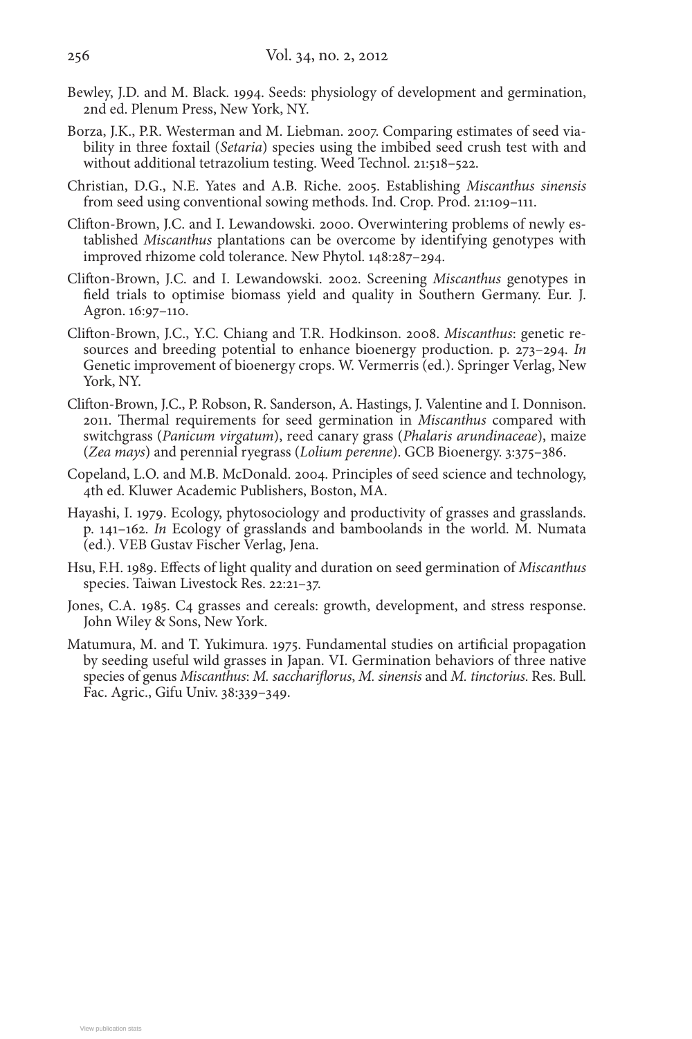Bewley, J.D. and M. Black. 1994. Seeds: physiology of development and germination, 2nd ed. Plenum Press, New York, NY.

Borza, J.K., P.R. Westerman and M. Liebman. 2007. Comparing estimates of seed viability in three foxtail (*Setaria*) species using the imbibed seed crush test with and without additional tetrazolium testing. Weed Technol. 21:518–522.

Christian, D.G., N.E. Yates and A.B. Riche. 2005. Establishing *Miscanthus sinensis* from seed using conventional sowing methods. Ind. Crop. Prod. 21:109–111.

Clifton-Brown, J.C. and I. Lewandowski. 2000. Overwintering problems of newly established *Miscanthus* plantations can be overcome by identifying genotypes with improved rhizome cold tolerance. New Phytol. 148:287–294.

Clifton-Brown, J.C. and I. Lewandowski. 2002. Screening *Miscanthus* genotypes in field trials to optimise biomass yield and quality in Southern Germany. Eur. J. Agron. 16:97–110.

Clifton-Brown, J.C., Y.C. Chiang and T.R. Hodkinson. 2008. *Miscanthus*: genetic resources and breeding potential to enhance bioenergy production. p. 273–294. *In* Genetic improvement of bioenergy crops. W. Vermerris (ed.). Springer Verlag, New York, NY.

Clifton-Brown, J.C., P. Robson, R. Sanderson, A. Hastings, J. Valentine and I. Donnison. 2011. Thermal requirements for seed germination in *Miscanthus* compared with switchgrass (*Panicum virgatum*), reed canary grass (*Phalaris arundinaceae*), maize (*Zea mays*) and perennial ryegrass (*Lolium perenne*). GCB Bioenergy. 3:375–386.

Copeland, L.O. and M.B. McDonald. 2004. Principles of seed science and technology, 4th ed. Kluwer Academic Publishers, Boston, MA.

Hayashi, I. 1979. Ecology, phytosociology and productivity of grasses and grasslands. p. 141–162. *In* Ecology of grasslands and bamboolands in the world. M. Numata (ed.). VEB Gustav Fischer Verlag, Jena.

Hsu, F.H. 1989. Effects of light quality and duration on seed germination of *Miscanthus* species. Taiwan Livestock Res. 22:21–37.

Jones, C.A. 1985. C4 grasses and cereals: growth, development, and stress response. John Wiley & Sons, New York.

Matumura, M. and T. Yukimura. 1975. Fundamental studies on artificial propagation by seeding useful wild grasses in Japan. VI. Germination behaviors of three native species of genus *Miscanthus*: *M. sacchariflorus*, *M. sinensis* and *M. tinctorius*. Res. Bull. Fac. Agric., Gifu Univ. 38:339–349.